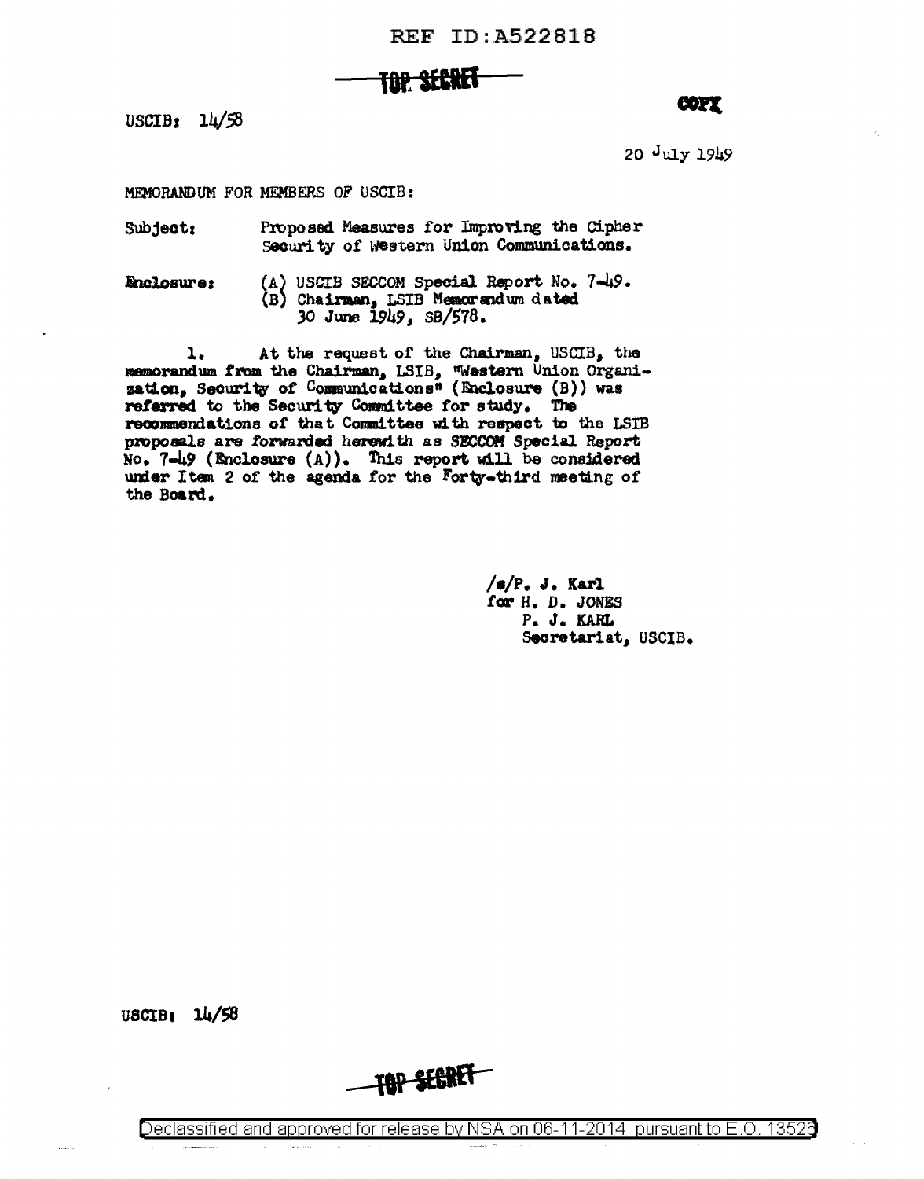REF ID:A522818

TOP SECRET

USCIB: 14/58

COPY

20 July 1949

MEMORANDUM FOR MEMBERS OF USCIB:

Subject: Proposed Measures for Improving the Cipher Security of Western Union Communications.

Enclosure: (A) USCIB SECCOM Special Report No. 7-49.
(B) Chairman, LSIB Memorandum dated 30 June 1949, SB/578.

1. At the request of the Chairman, USCIB, the memorandum from the Chairman, LSIB, "Western Union Organization, Security of Communications" (Enclosure (B)) was referred to the Security Committee for study. The recommendations of that Committee with respect to the LSIB proposals are forwarded herewith as SECCOM Special Report No. 7-49 (Enclosure (A)). This report will be considered under Item 2 of the agenda for the Forty-third meeting of the Board.

/s/P. J. Karl
for H. D. JONES
P. J. KARL
Secretariat, USCIB.

USCIB: 14/58

TOP SECRET

Declassified and approved for release by NSA on 06-11-2014 pursuant to E.O. 13526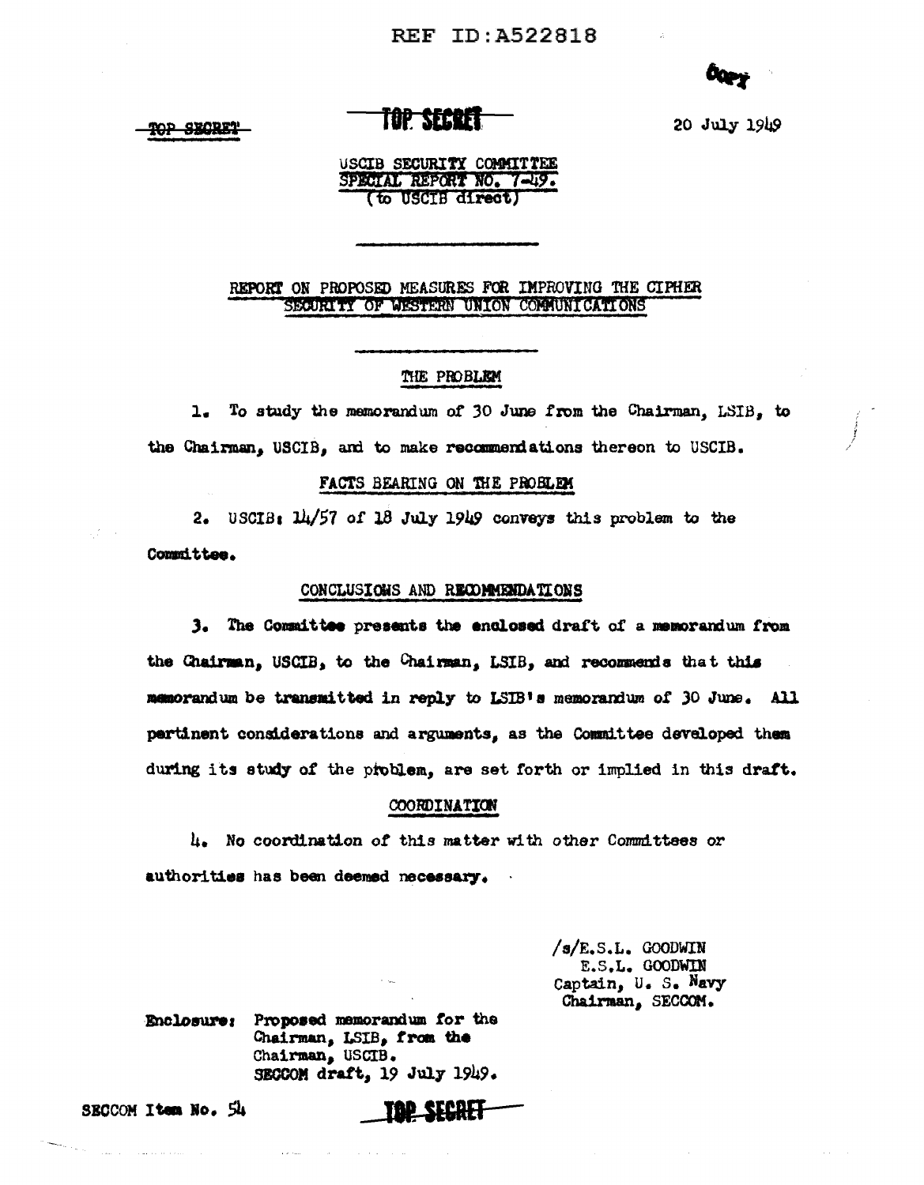REF ID:A522818

COPY

~~TOP SECRET~~ **TOP SECRET** 20 July 1949

USCIB SECURITY COMMITTEE
SPECIAL REPORT NO. 7-49.
(to USCIB direct)

## REPORT ON PROPOSED MEASURES FOR IMPROVING THE CIPHER SECURITY OF WESTERN UNION COMMUNICATIONS

### THE PROBLEM

1. To study the memorandum of 30 June from the Chairman, LSIB, to the Chairman, USCIB, and to make recommendations thereon to USCIB.

### FACTS BEARING ON THE PROBLEM

2. USCIB: 14/57 of 18 July 1949 conveys this problem to the Committee.

### CONCLUSIONS AND RECOMMENDATIONS

3. The Committee presents the enclosed draft of a memorandum from the Chairman, USCIB, to the Chairman, LSIB, and recommends that this memorandum be transmitted in reply to LSIB's memorandum of 30 June. All pertinent considerations and arguments, as the Committee developed them during its study of the problem, are set forth or implied in this draft.

### COORDINATION

4. No coordination of this matter with other Committees or authorities has been deemed necessary.

/s/E.S.L. GOODWIN
E.S.L. GOODWIN
Captain, U. S. Navy
Chairman, SECCOM.

Enclosure: Proposed memorandum for the Chairman, LSIB, from the Chairman, USCIB.
SECCOM draft, 19 July 1949.

SECCOM Item No. 54

**TOP SECRET**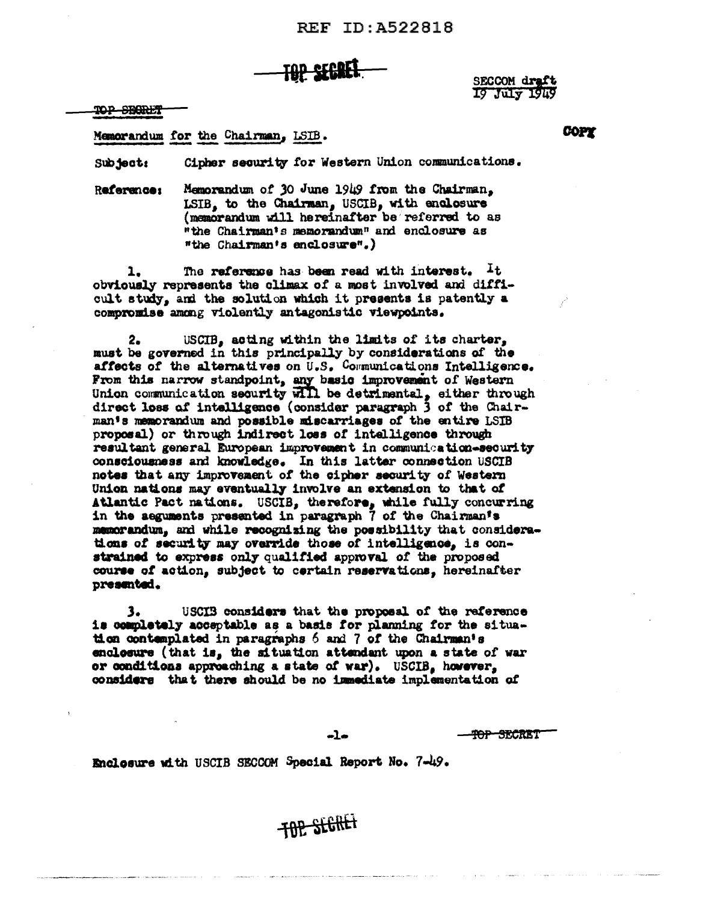TOP SECRET

SECCOM draft
19 July 1949

COPY

Memorandum for the Chairman, LSIB.

Subject: Cipher security for Western Union communications.

Reference: Memorandum of 30 June 1949 from the Chairman, LSIB, to the Chairman, USCIB, with enclosure (memorandum will hereinafter be referred to as "the Chairman's memorandum" and enclosure as "the Chairman's enclosure".)

1. The reference has been read with interest. It obviously represents the climax of a most involved and difficult study, and the solution which it presents is patently a compromise among violently antagonistic viewpoints.

2. USCIB, acting within the limits of its charter, must be governed in this principally by considerations of the affects of the alternatives on U.S. Communications Intelligence. From this narrow standpoint, any basic improvement of Western Union communication security will be detrimental, either through direct loss of intelligence (consider paragraph 3 of the Chairman's memorandum and possible miscarriages of the entire LSIB proposal) or through indirect loss of intelligence through resultant general European improvement in communication-security consciousness and knowledge. In this latter connection USCIB notes that any improvement of the cipher security of Western Union nations may eventually involve an extension to that of Atlantic Pact nations. USCIB, therefore, while fully concurring in the aeguments presented in paragraph 7 of the Chairman's memorandum, and while recognizing the possibility that considerations of security may override those of intelligence, is constrained to express only qualified approval of the proposed course of action, subject to certain reservations, hereinafter presented.

3. USCIB considers that the proposal of the reference is completely acceptable as a basis for planning for the situation contemplated in paragraphs 6 and 7 of the Chairman's enclosure (that is, the situation attendant upon a state of war or conditions approaching a state of war). USCIB, however, considers that there should be no immediate implementation of

Enclosure with USCIB SECCOM Special Report No. 7-49.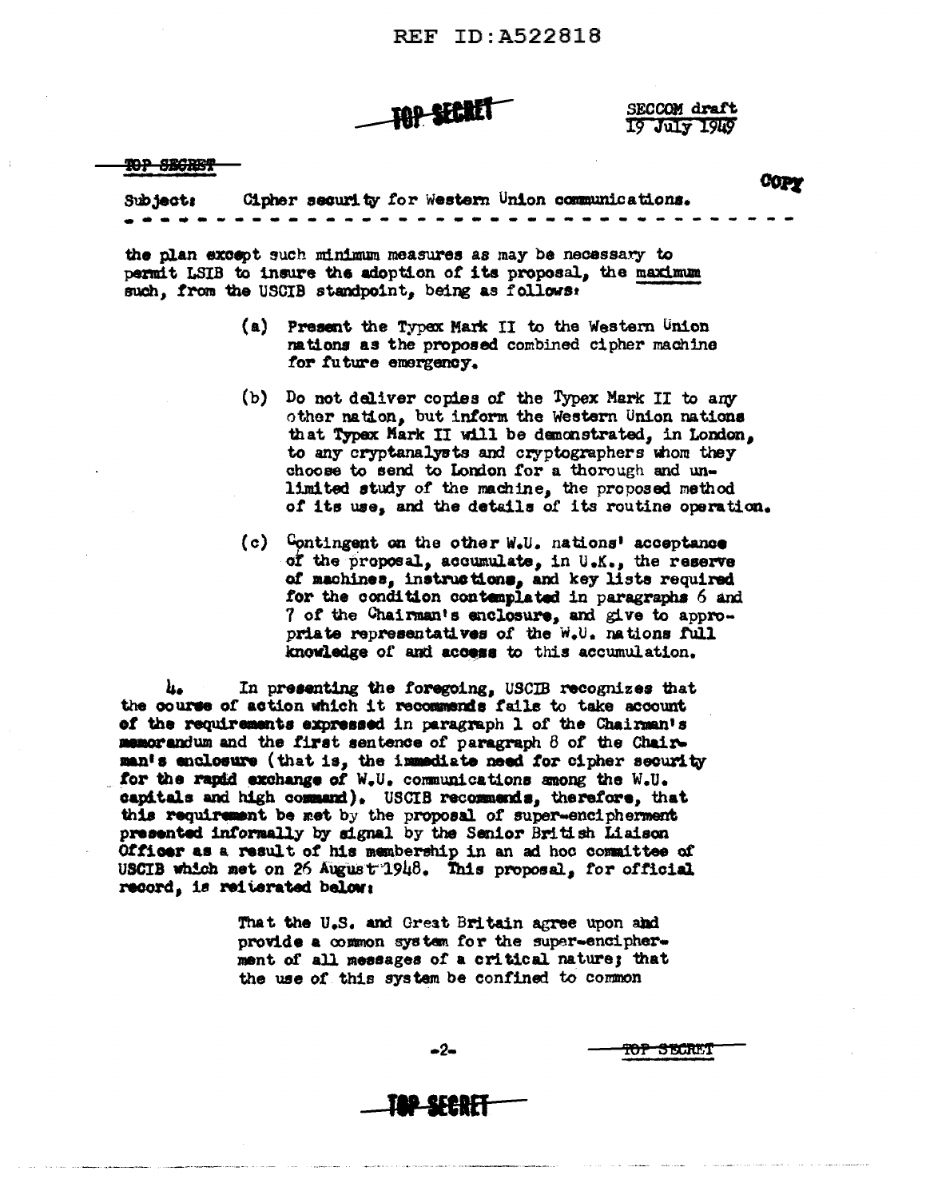REF ID:A522818

TOP SECRET

SECCOM draft
19 July 1949

TOP SECRET

COPY

Subject: Cipher security for Western Union communications.

- - - - - - - - - - - - - - - - - - - - - - - - - - - - - - - - - - - -

the plan except such minimum measures as may be necessary to permit LSIB to insure the adoption of its proposal, the maximum such, from the USCIB standpoint, being as follows:

> (a) Present the Typex Mark II to the Western Union nations as the proposed combined cipher machine for future emergency.
>
> (b) Do not deliver copies of the Typex Mark II to any other nation, but inform the Western Union nations that Typex Mark II will be demonstrated, in London, to any cryptanalysts and cryptographers whom they choose to send to London for a thorough and unlimited study of the machine, the proposed method of its use, and the details of its routine operation.
>
> (c) Contingent on the other W.U. nations' acceptance of the proposal, accumulate, in U.K., the reserve of machines, instructions, and key lists required for the condition contemplated in paragraphs 6 and 7 of the Chairman's enclosure, and give to appropriate representatives of the W.U. nations full knowledge of and access to this accumulation.

4. In presenting the foregoing, USCIB recognizes that the course of action which it recommends fails to take account of the requirements expressed in paragraph 1 of the Chairman's memorandum and the first sentence of paragraph 8 of the Chairman's enclosure (that is, the immediate need for cipher security for the rapid exchange of W.U. communications among the W.U. capitals and high command). USCIB recommends, therefore, that this requirement be met by the proposal of super-encipherment presented informally by signal by the Senior British Liaison Officer as a result of his membership in an ad hoc committee of USCIB which met on 26 August 1948. This proposal, for official record, is reiterated below:

> That the U.S. and Great Britain agree upon and provide a common system for the super-encipherment of all messages of a critical nature; that the use of this system be confined to common

-2-

TOP SECRET

TOP SECRET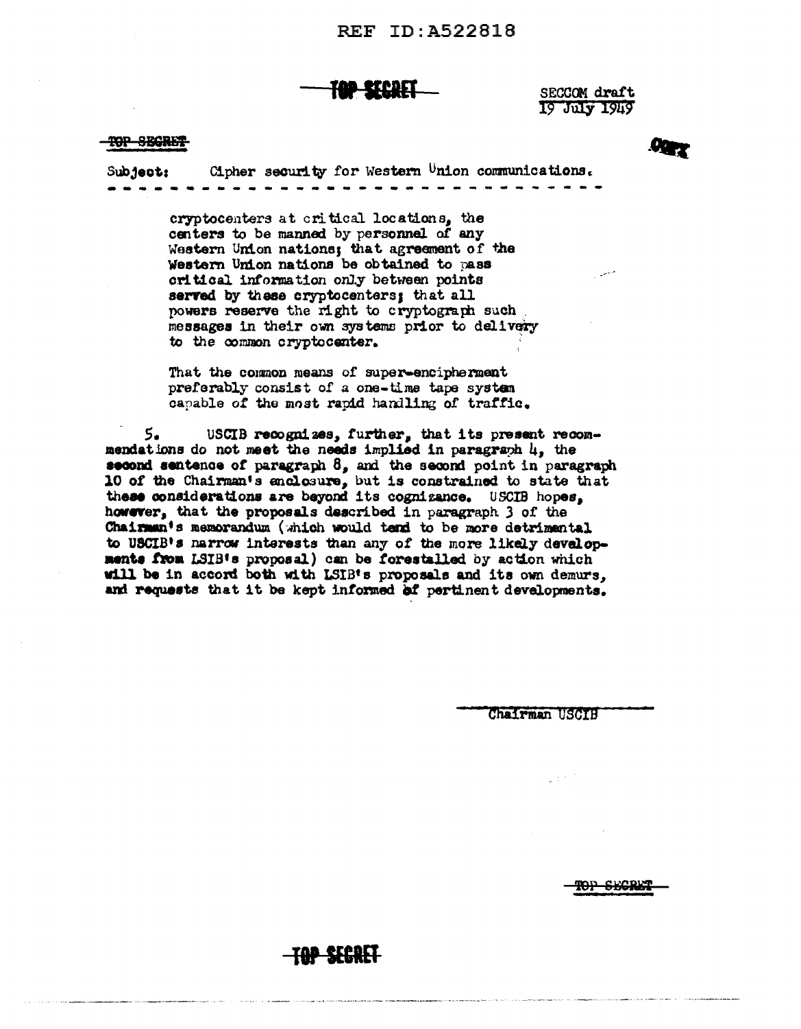TOP SECRET

SECCOM draft
19 July 1949

TOP SECRET

COPY

Subject: Cipher security for Western Union communications.

- - - - - - - - - - - - - - - - - - - - - - - - - - - - - - - -

cryptocenters at critical locations, the centers to be manned by personnel of any Western Union nations; that agreement of the Western Union nations be obtained to pass critical information only between points served by these cryptocenters; that all powers reserve the right to cryptograph such messages in their own systems prior to delivery to the common cryptocenter.

That the common means of super-encipherment preferably consist of a one-time tape system capable of the most rapid handling of traffic.

5. USCIB recognizes, further, that its present recommendations do not meet the needs implied in paragraph 4, the second sentence of paragraph 8, and the second point in paragraph 10 of the Chairman's enclosure, but is constrained to state that these considerations are beyond its cognizance. USCIB hopes, however, that the proposals described in paragraph 3 of the Chairman's memorandum (which would tend to be more detrimental to USCIB's narrow interests than any of the more likely developments from LSIB's proposal) can be forestalled by action which will be in accord both with LSIB's proposals and its own demurs, and requests that it be kept informed of pertinent developments.

Chairman USCIB

TOP SECRET

TOP SECRET